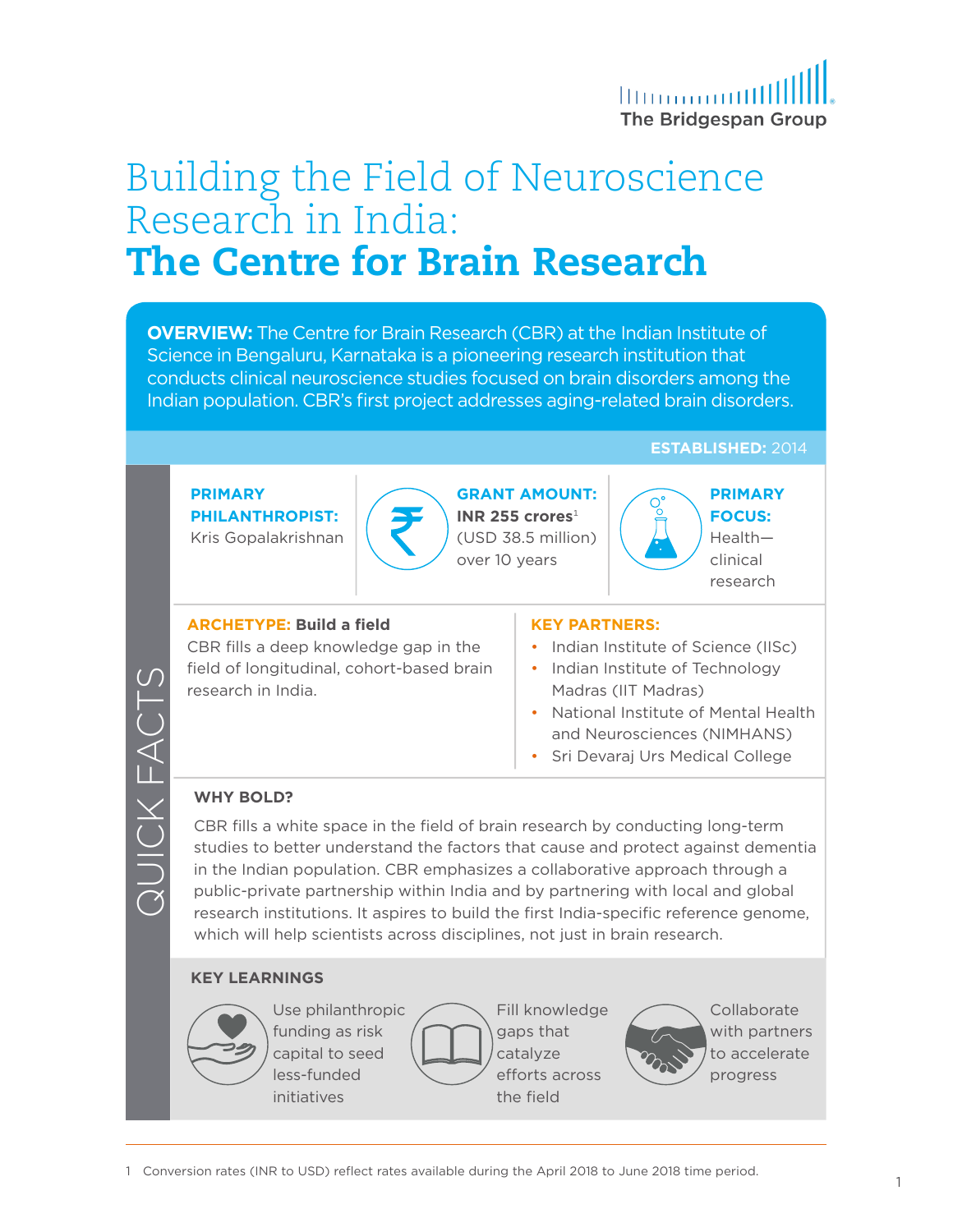The Bridgespan Group

# Building the Field of Neuroscience Research in India:
# **The Centre for Brain Research**

**OVERVIEW:** The Centre for Brain Research (CBR) at the Indian Institute of Science in Bengaluru, Karnataka is a pioneering research institution that conducts clinical neuroscience studies focused on brain disorders among the Indian population. CBR's first project addresses aging-related brain disorders.

**ESTABLISHED:** 2014

## QUICK FACTS

**PRIMARY PHILANTHROPIST:** Kris Gopalakrishnan

**GRANT AMOUNT:** **INR 255 crores**[1] (USD 38.5 million) over 10 years

**PRIMARY FOCUS:** Health—clinical research

**ARCHETYPE: Build a field**
CBR fills a deep knowledge gap in the field of longitudinal, cohort-based brain research in India.

**KEY PARTNERS:**

- Indian Institute of Science (IISc)
- Indian Institute of Technology Madras (IIT Madras)
- National Institute of Mental Health and Neurosciences (NIMHANS)
- Sri Devaraj Urs Medical College

**WHY BOLD?**

CBR fills a white space in the field of brain research by conducting long-term studies to better understand the factors that cause and protect against dementia in the Indian population. CBR emphasizes a collaborative approach through a public-private partnership within India and by partnering with local and global research institutions. It aspires to build the first India-specific reference genome, which will help scientists across disciplines, not just in brain research.

**KEY LEARNINGS**

- Use philanthropic funding as risk capital to seed less-funded initiatives
- Fill knowledge gaps that catalyze efforts across the field
- Collaborate with partners to accelerate progress

1 Conversion rates (INR to USD) reflect rates available during the April 2018 to June 2018 time period.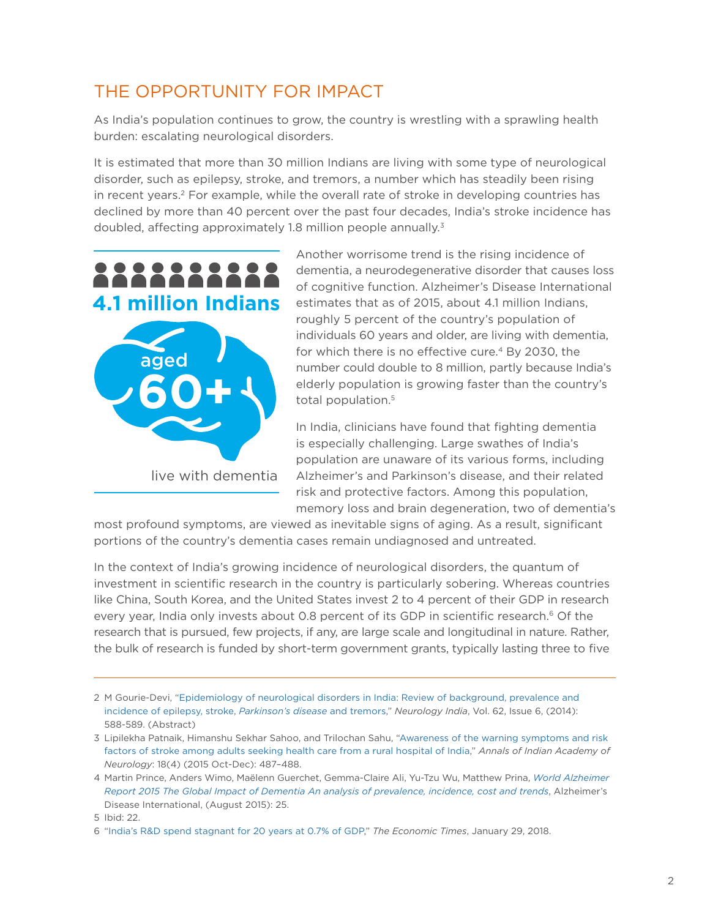## THE OPPORTUNITY FOR IMPACT

As India's population continues to grow, the country is wrestling with a sprawling health burden: escalating neurological disorders.

It is estimated that more than 30 million Indians are living with some type of neurological disorder, such as epilepsy, stroke, and tremors, a number which has steadily been rising in recent years.[2] For example, while the overall rate of stroke in developing countries has declined by more than 40 percent over the past four decades, India's stroke incidence has doubled, affecting approximately 1.8 million people annually.[3]

**4.1 million Indians** aged **60+** live with dementia

Another worrisome trend is the rising incidence of dementia, a neurodegenerative disorder that causes loss of cognitive function. Alzheimer's Disease International estimates that as of 2015, about 4.1 million Indians, roughly 5 percent of the country's population of individuals 60 years and older, are living with dementia, for which there is no effective cure.[4] By 2030, the number could double to 8 million, partly because India's elderly population is growing faster than the country's total population.[5]

In India, clinicians have found that fighting dementia is especially challenging. Large swathes of India's population are unaware of its various forms, including Alzheimer's and Parkinson's disease, and their related risk and protective factors. Among this population, memory loss and brain degeneration, two of dementia's most profound symptoms, are viewed as inevitable signs of aging. As a result, significant portions of the country's dementia cases remain undiagnosed and untreated.

In the context of India's growing incidence of neurological disorders, the quantum of investment in scientific research in the country is particularly sobering. Whereas countries like China, South Korea, and the United States invest 2 to 4 percent of their GDP in research every year, India only invests about 0.8 percent of its GDP in scientific research.[6] Of the research that is pursued, few projects, if any, are large scale and longitudinal in nature. Rather, the bulk of research is funded by short-term government grants, typically lasting three to five

---

2 M Gourie-Devi, "Epidemiology of neurological disorders in India: Review of background, prevalence and incidence of epilepsy, stroke, *Parkinson's disease* and tremors," *Neurology India*, Vol. 62, Issue 6, (2014): 588-589. (Abstract)

3 Lipilekha Patnaik, Himanshu Sekhar Sahoo, and Trilochan Sahu, "Awareness of the warning symptoms and risk factors of stroke among adults seeking health care from a rural hospital of India," *Annals of Indian Academy of Neurology*: 18(4) (2015 Oct-Dec): 487–488.

4 Martin Prince, Anders Wimo, Maëlenn Guerchet, Gemma-Claire Ali, Yu-Tzu Wu, Matthew Prina, *World Alzheimer Report 2015 The Global Impact of Dementia An analysis of prevalence, incidence, cost and trends*, Alzheimer's Disease International, (August 2015): 25.

5 Ibid: 22.

6 "India's R&D spend stagnant for 20 years at 0.7% of GDP," *The Economic Times*, January 29, 2018.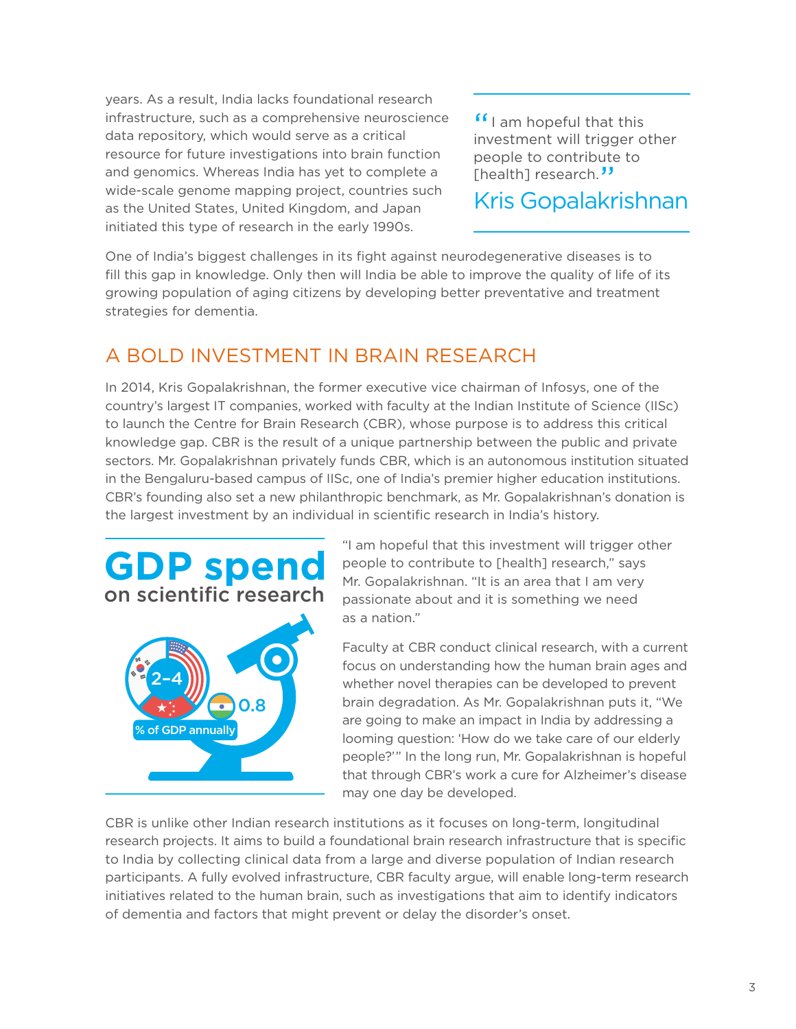years. As a result, India lacks foundational research infrastructure, such as a comprehensive neuroscience data repository, which would serve as a critical resource for future investigations into brain function and genomics. Whereas India has yet to complete a wide-scale genome mapping project, countries such as the United States, United Kingdom, and Japan initiated this type of research in the early 1990s.

> “I am hopeful that this investment will trigger other people to contribute to [health] research.”
>
> Kris Gopalakrishnan

One of India’s biggest challenges in its fight against neurodegenerative diseases is to fill this gap in knowledge. Only then will India be able to improve the quality of life of its growing population of aging citizens by developing better preventative and treatment strategies for dementia.

## A BOLD INVESTMENT IN BRAIN RESEARCH

In 2014, Kris Gopalakrishnan, the former executive vice chairman of Infosys, one of the country’s largest IT companies, worked with faculty at the Indian Institute of Science (IISc) to launch the Centre for Brain Research (CBR), whose purpose is to address this critical knowledge gap. CBR is the result of a unique partnership between the public and private sectors. Mr. Gopalakrishnan privately funds CBR, which is an autonomous institution situated in the Bengaluru-based campus of IISc, one of India’s premier higher education institutions. CBR’s founding also set a new philanthropic benchmark, as Mr. Gopalakrishnan’s donation is the largest investment by an individual in scientific research in India’s history.

**GDP spend on scientific research**

2–4

0.8

% of GDP annually

“I am hopeful that this investment will trigger other people to contribute to [health] research,” says Mr. Gopalakrishnan. “It is an area that I am very passionate about and it is something we need as a nation.”

Faculty at CBR conduct clinical research, with a current focus on understanding how the human brain ages and whether novel therapies can be developed to prevent brain degradation. As Mr. Gopalakrishnan puts it, “We are going to make an impact in India by addressing a looming question: ‘How do we take care of our elderly people?’” In the long run, Mr. Gopalakrishnan is hopeful that through CBR’s work a cure for Alzheimer’s disease may one day be developed.

CBR is unlike other Indian research institutions as it focuses on long-term, longitudinal research projects. It aims to build a foundational brain research infrastructure that is specific to India by collecting clinical data from a large and diverse population of Indian research participants. A fully evolved infrastructure, CBR faculty argue, will enable long-term research initiatives related to the human brain, such as investigations that aim to identify indicators of dementia and factors that might prevent or delay the disorder’s onset.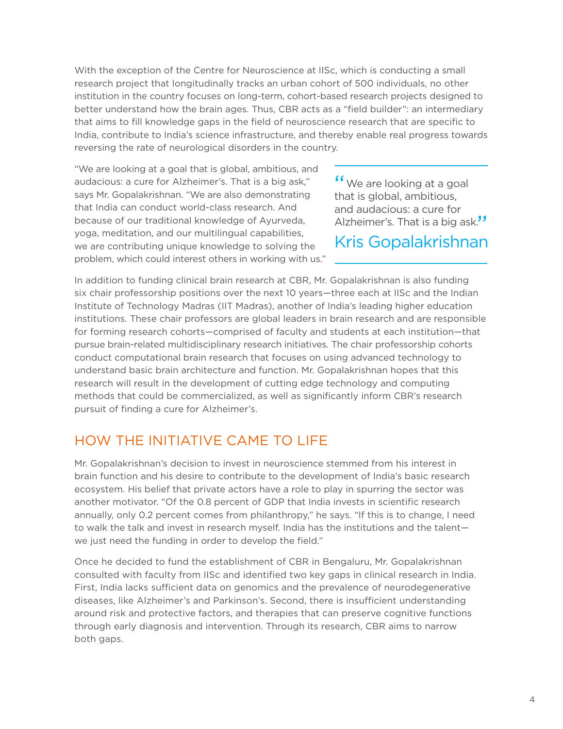With the exception of the Centre for Neuroscience at IISc, which is conducting a small research project that longitudinally tracks an urban cohort of 500 individuals, no other institution in the country focuses on long-term, cohort-based research projects designed to better understand how the brain ages. Thus, CBR acts as a "field builder": an intermediary that aims to fill knowledge gaps in the field of neuroscience research that are specific to India, contribute to India's science infrastructure, and thereby enable real progress towards reversing the rate of neurological disorders in the country.

"We are looking at a goal that is global, ambitious, and audacious: a cure for Alzheimer's. That is a big ask," says Mr. Gopalakrishnan. "We are also demonstrating that India can conduct world-class research. And because of our traditional knowledge of Ayurveda, yoga, meditation, and our multilingual capabilities, we are contributing unique knowledge to solving the problem, which could interest others in working with us."

> "We are looking at a goal that is global, ambitious, and audacious: a cure for Alzheimer's. That is a big ask."
>
> Kris Gopalakrishnan

In addition to funding clinical brain research at CBR, Mr. Gopalakrishnan is also funding six chair professorship positions over the next 10 years—three each at IISc and the Indian Institute of Technology Madras (IIT Madras), another of India's leading higher education institutions. These chair professors are global leaders in brain research and are responsible for forming research cohorts—comprised of faculty and students at each institution—that pursue brain-related multidisciplinary research initiatives. The chair professorship cohorts conduct computational brain research that focuses on using advanced technology to understand basic brain architecture and function. Mr. Gopalakrishnan hopes that this research will result in the development of cutting edge technology and computing methods that could be commercialized, as well as significantly inform CBR's research pursuit of finding a cure for Alzheimer's.

## HOW THE INITIATIVE CAME TO LIFE

Mr. Gopalakrishnan's decision to invest in neuroscience stemmed from his interest in brain function and his desire to contribute to the development of India's basic research ecosystem. His belief that private actors have a role to play in spurring the sector was another motivator. "Of the 0.8 percent of GDP that India invests in scientific research annually, only 0.2 percent comes from philanthropy," he says. "If this is to change, I need to walk the talk and invest in research myself. India has the institutions and the talent—we just need the funding in order to develop the field."

Once he decided to fund the establishment of CBR in Bengaluru, Mr. Gopalakrishnan consulted with faculty from IISc and identified two key gaps in clinical research in India. First, India lacks sufficient data on genomics and the prevalence of neurodegenerative diseases, like Alzheimer's and Parkinson's. Second, there is insufficient understanding around risk and protective factors, and therapies that can preserve cognitive functions through early diagnosis and intervention. Through its research, CBR aims to narrow both gaps.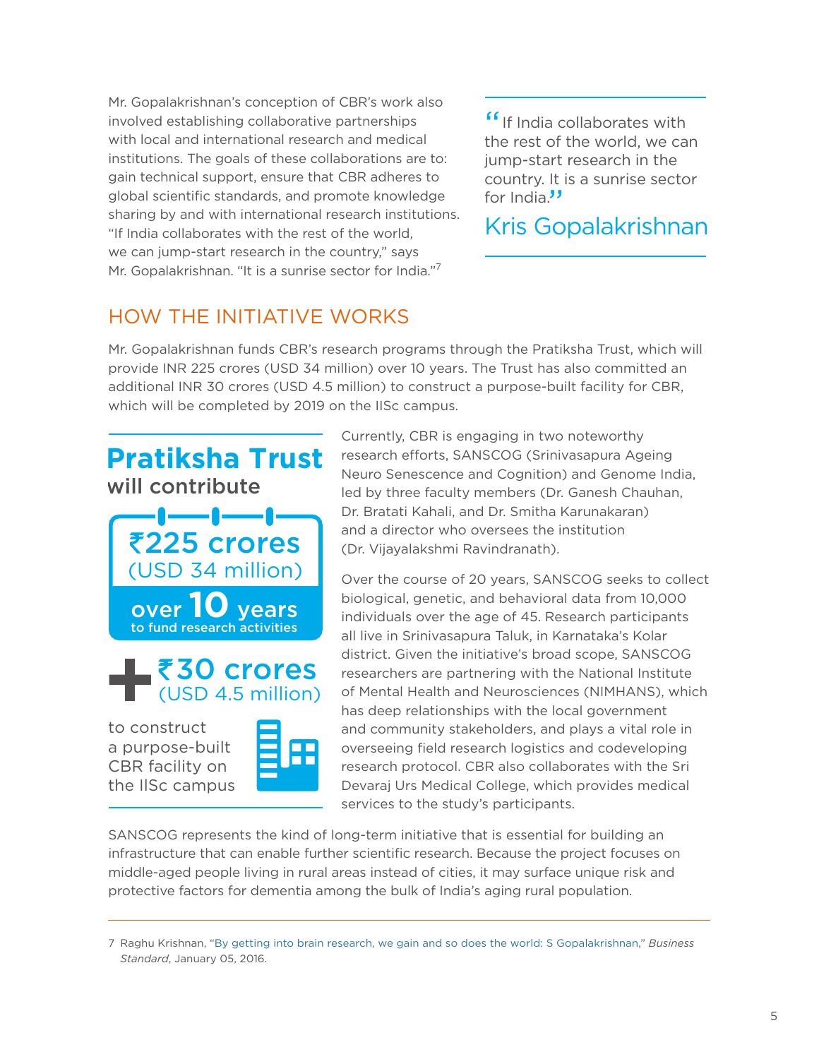Mr. Gopalakrishnan's conception of CBR's work also involved establishing collaborative partnerships with local and international research and medical institutions. The goals of these collaborations are to: gain technical support, ensure that CBR adheres to global scientific standards, and promote knowledge sharing by and with international research institutions. "If India collaborates with the rest of the world, we can jump-start research in the country," says Mr. Gopalakrishnan. "It is a sunrise sector for India."[7]

> "If India collaborates with the rest of the world, we can jump-start research in the country. It is a sunrise sector for India."
>
> Kris Gopalakrishnan

## HOW THE INITIATIVE WORKS

Mr. Gopalakrishnan funds CBR's research programs through the Pratiksha Trust, which will provide INR 225 crores (USD 34 million) over 10 years. The Trust has also committed an additional INR 30 crores (USD 4.5 million) to construct a purpose-built facility for CBR, which will be completed by 2019 on the IISc campus.

**Pratiksha Trust** will contribute

**₹225 crores** (USD 34 million) over **10** years to fund research activities

**+ ₹30 crores** (USD 4.5 million) to construct a purpose-built CBR facility on the IISc campus

Currently, CBR is engaging in two noteworthy research efforts, SANSCOG (Srinivasapura Ageing Neuro Senescence and Cognition) and Genome India, led by three faculty members (Dr. Ganesh Chauhan, Dr. Bratati Kahali, and Dr. Smitha Karunakaran) and a director who oversees the institution (Dr. Vijayalakshmi Ravindranath).

Over the course of 20 years, SANSCOG seeks to collect biological, genetic, and behavioral data from 10,000 individuals over the age of 45. Research participants all live in Srinivasapura Taluk, in Karnataka's Kolar district. Given the initiative's broad scope, SANSCOG researchers are partnering with the National Institute of Mental Health and Neurosciences (NIMHANS), which has deep relationships with the local government and community stakeholders, and plays a vital role in overseeing field research logistics and codeveloping research protocol. CBR also collaborates with the Sri Devaraj Urs Medical College, which provides medical services to the study's participants.

SANSCOG represents the kind of long-term initiative that is essential for building an infrastructure that can enable further scientific research. Because the project focuses on middle-aged people living in rural areas instead of cities, it may surface unique risk and protective factors for dementia among the bulk of India's aging rural population.

---

7 Raghu Krishnan, "By getting into brain research, we gain and so does the world: S Gopalakrishnan," *Business Standard*, January 05, 2016.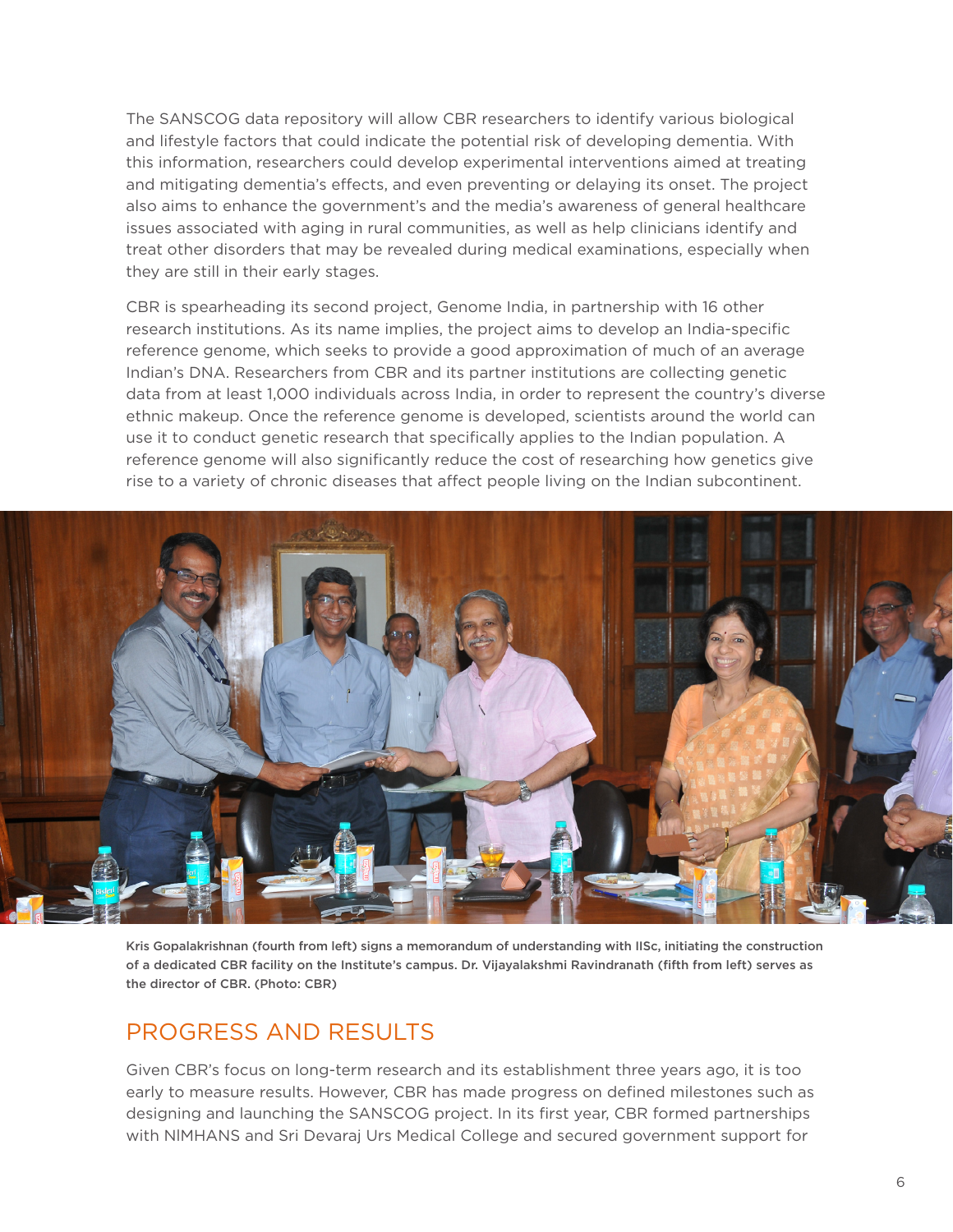The SANSCOG data repository will allow CBR researchers to identify various biological and lifestyle factors that could indicate the potential risk of developing dementia. With this information, researchers could develop experimental interventions aimed at treating and mitigating dementia's effects, and even preventing or delaying its onset. The project also aims to enhance the government's and the media's awareness of general healthcare issues associated with aging in rural communities, as well as help clinicians identify and treat other disorders that may be revealed during medical examinations, especially when they are still in their early stages.

CBR is spearheading its second project, Genome India, in partnership with 16 other research institutions. As its name implies, the project aims to develop an India-specific reference genome, which seeks to provide a good approximation of much of an average Indian's DNA. Researchers from CBR and its partner institutions are collecting genetic data from at least 1,000 individuals across India, in order to represent the country's diverse ethnic makeup. Once the reference genome is developed, scientists around the world can use it to conduct genetic research that specifically applies to the Indian population. A reference genome will also significantly reduce the cost of researching how genetics give rise to a variety of chronic diseases that affect people living on the Indian subcontinent.

**Kris Gopalakrishnan (fourth from left) signs a memorandum of understanding with IISc, initiating the construction of a dedicated CBR facility on the Institute's campus. Dr. Vijayalakshmi Ravindranath (fifth from left) serves as the director of CBR. (Photo: CBR)**

## PROGRESS AND RESULTS

Given CBR's focus on long-term research and its establishment three years ago, it is too early to measure results. However, CBR has made progress on defined milestones such as designing and launching the SANSCOG project. In its first year, CBR formed partnerships with NIMHANS and Sri Devaraj Urs Medical College and secured government support for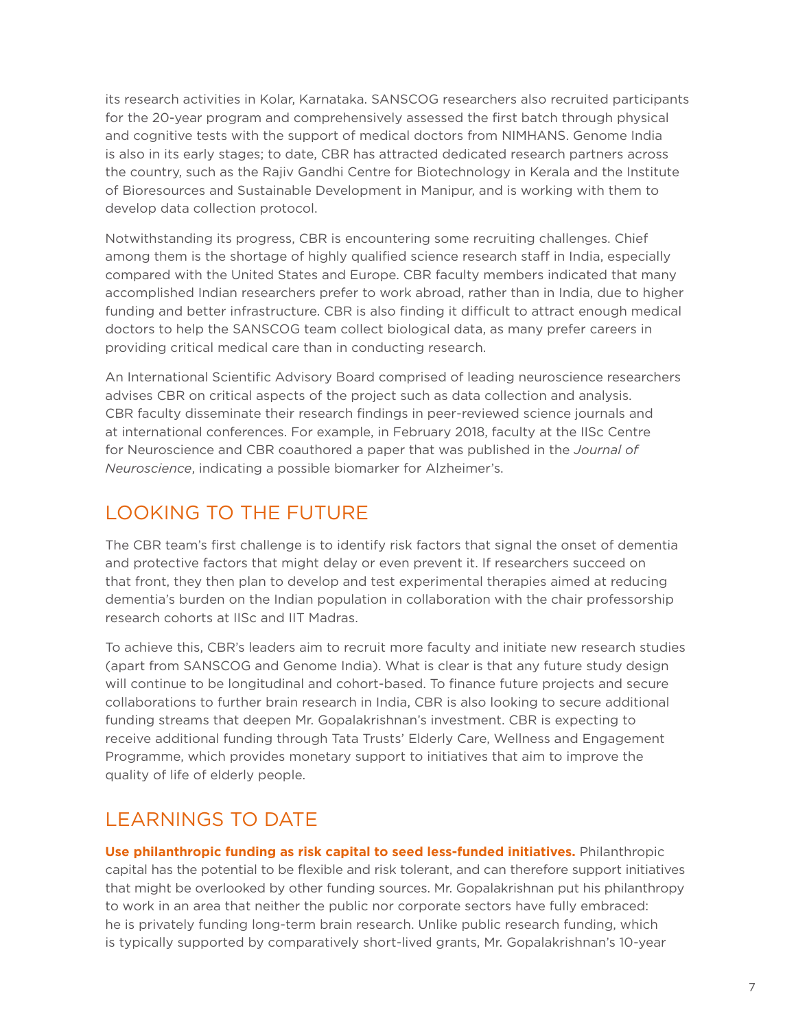its research activities in Kolar, Karnataka. SANSCOG researchers also recruited participants for the 20-year program and comprehensively assessed the first batch through physical and cognitive tests with the support of medical doctors from NIMHANS. Genome India is also in its early stages; to date, CBR has attracted dedicated research partners across the country, such as the Rajiv Gandhi Centre for Biotechnology in Kerala and the Institute of Bioresources and Sustainable Development in Manipur, and is working with them to develop data collection protocol.

Notwithstanding its progress, CBR is encountering some recruiting challenges. Chief among them is the shortage of highly qualified science research staff in India, especially compared with the United States and Europe. CBR faculty members indicated that many accomplished Indian researchers prefer to work abroad, rather than in India, due to higher funding and better infrastructure. CBR is also finding it difficult to attract enough medical doctors to help the SANSCOG team collect biological data, as many prefer careers in providing critical medical care than in conducting research.

An International Scientific Advisory Board comprised of leading neuroscience researchers advises CBR on critical aspects of the project such as data collection and analysis. CBR faculty disseminate their research findings in peer-reviewed science journals and at international conferences. For example, in February 2018, faculty at the IISc Centre for Neuroscience and CBR coauthored a paper that was published in the *Journal of Neuroscience*, indicating a possible biomarker for Alzheimer's.

## LOOKING TO THE FUTURE

The CBR team's first challenge is to identify risk factors that signal the onset of dementia and protective factors that might delay or even prevent it. If researchers succeed on that front, they then plan to develop and test experimental therapies aimed at reducing dementia's burden on the Indian population in collaboration with the chair professorship research cohorts at IISc and IIT Madras.

To achieve this, CBR's leaders aim to recruit more faculty and initiate new research studies (apart from SANSCOG and Genome India). What is clear is that any future study design will continue to be longitudinal and cohort-based. To finance future projects and secure collaborations to further brain research in India, CBR is also looking to secure additional funding streams that deepen Mr. Gopalakrishnan's investment. CBR is expecting to receive additional funding through Tata Trusts' Elderly Care, Wellness and Engagement Programme, which provides monetary support to initiatives that aim to improve the quality of life of elderly people.

## LEARNINGS TO DATE

**Use philanthropic funding as risk capital to seed less-funded initiatives.** Philanthropic capital has the potential to be flexible and risk tolerant, and can therefore support initiatives that might be overlooked by other funding sources. Mr. Gopalakrishnan put his philanthropy to work in an area that neither the public nor corporate sectors have fully embraced: he is privately funding long-term brain research. Unlike public research funding, which is typically supported by comparatively short-lived grants, Mr. Gopalakrishnan's 10-year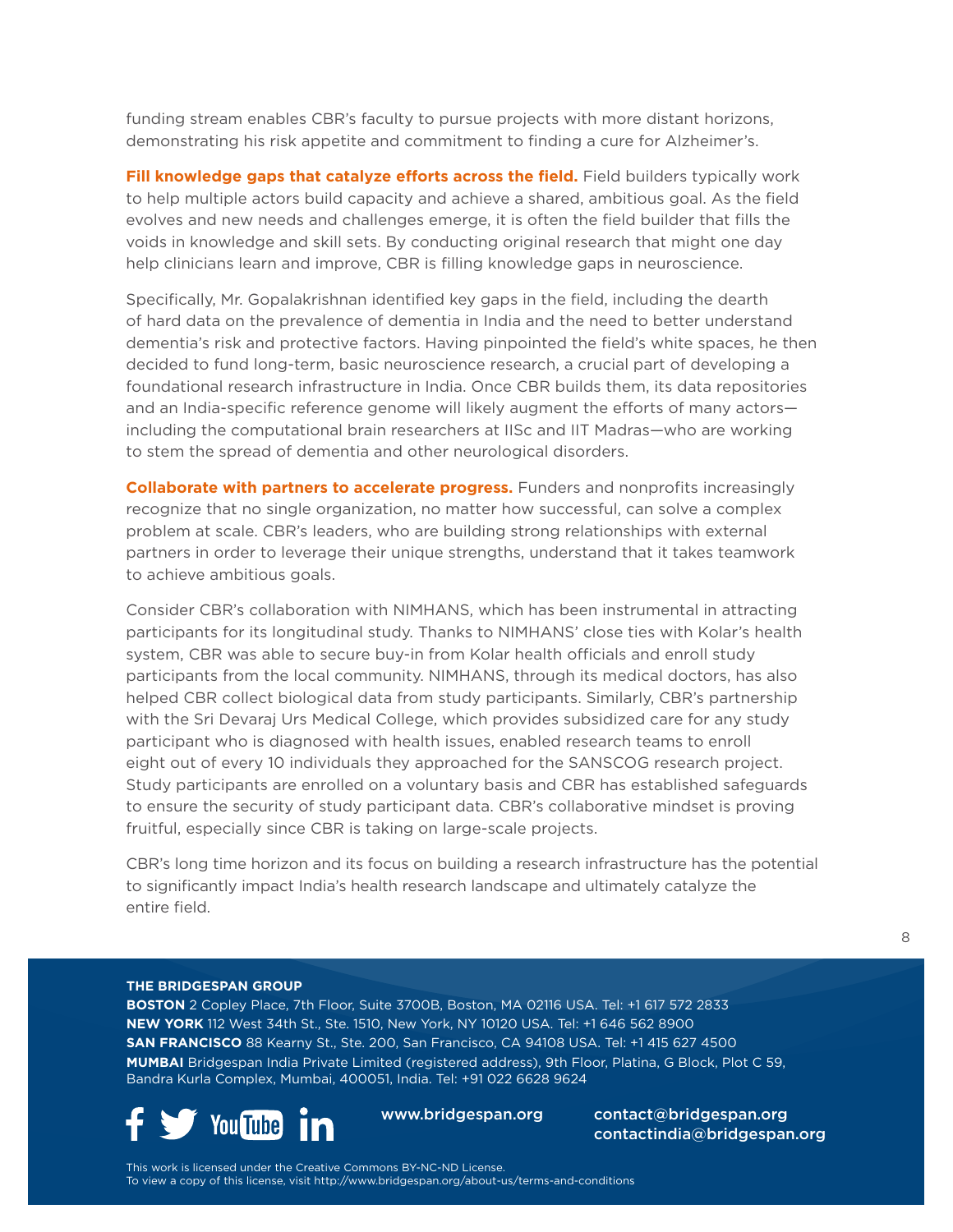funding stream enables CBR's faculty to pursue projects with more distant horizons, demonstrating his risk appetite and commitment to finding a cure for Alzheimer's.

**Fill knowledge gaps that catalyze efforts across the field.** Field builders typically work to help multiple actors build capacity and achieve a shared, ambitious goal. As the field evolves and new needs and challenges emerge, it is often the field builder that fills the voids in knowledge and skill sets. By conducting original research that might one day help clinicians learn and improve, CBR is filling knowledge gaps in neuroscience.

Specifically, Mr. Gopalakrishnan identified key gaps in the field, including the dearth of hard data on the prevalence of dementia in India and the need to better understand dementia's risk and protective factors. Having pinpointed the field's white spaces, he then decided to fund long-term, basic neuroscience research, a crucial part of developing a foundational research infrastructure in India. Once CBR builds them, its data repositories and an India-specific reference genome will likely augment the efforts of many actors—including the computational brain researchers at IISc and IIT Madras—who are working to stem the spread of dementia and other neurological disorders.

**Collaborate with partners to accelerate progress.** Funders and nonprofits increasingly recognize that no single organization, no matter how successful, can solve a complex problem at scale. CBR's leaders, who are building strong relationships with external partners in order to leverage their unique strengths, understand that it takes teamwork to achieve ambitious goals.

Consider CBR's collaboration with NIMHANS, which has been instrumental in attracting participants for its longitudinal study. Thanks to NIMHANS' close ties with Kolar's health system, CBR was able to secure buy-in from Kolar health officials and enroll study participants from the local community. NIMHANS, through its medical doctors, has also helped CBR collect biological data from study participants. Similarly, CBR's partnership with the Sri Devaraj Urs Medical College, which provides subsidized care for any study participant who is diagnosed with health issues, enabled research teams to enroll eight out of every 10 individuals they approached for the SANSCOG research project. Study participants are enrolled on a voluntary basis and CBR has established safeguards to ensure the security of study participant data. CBR's collaborative mindset is proving fruitful, especially since CBR is taking on large-scale projects.

CBR's long time horizon and its focus on building a research infrastructure has the potential to significantly impact India's health research landscape and ultimately catalyze the entire field.

**THE BRIDGESPAN GROUP**

**BOSTON** 2 Copley Place, 7th Floor, Suite 3700B, Boston, MA 02116 USA. Tel: +1 617 572 2833
**NEW YORK** 112 West 34th St., Ste. 1510, New York, NY 10120 USA. Tel: +1 646 562 8900
**SAN FRANCISCO** 88 Kearny St., Ste. 200, San Francisco, CA 94108 USA. Tel: +1 415 627 4500
**MUMBAI** Bridgespan India Private Limited (registered address), 9th Floor, Platina, G Block, Plot C 59, Bandra Kurla Complex, Mumbai, 400051, India. Tel: +91 022 6628 9624

www.bridgespan.org

contact@bridgespan.org
contactindia@bridgespan.org

This work is licensed under the Creative Commons BY-NC-ND License.
To view a copy of this license, visit http://www.bridgespan.org/about-us/terms-and-conditions